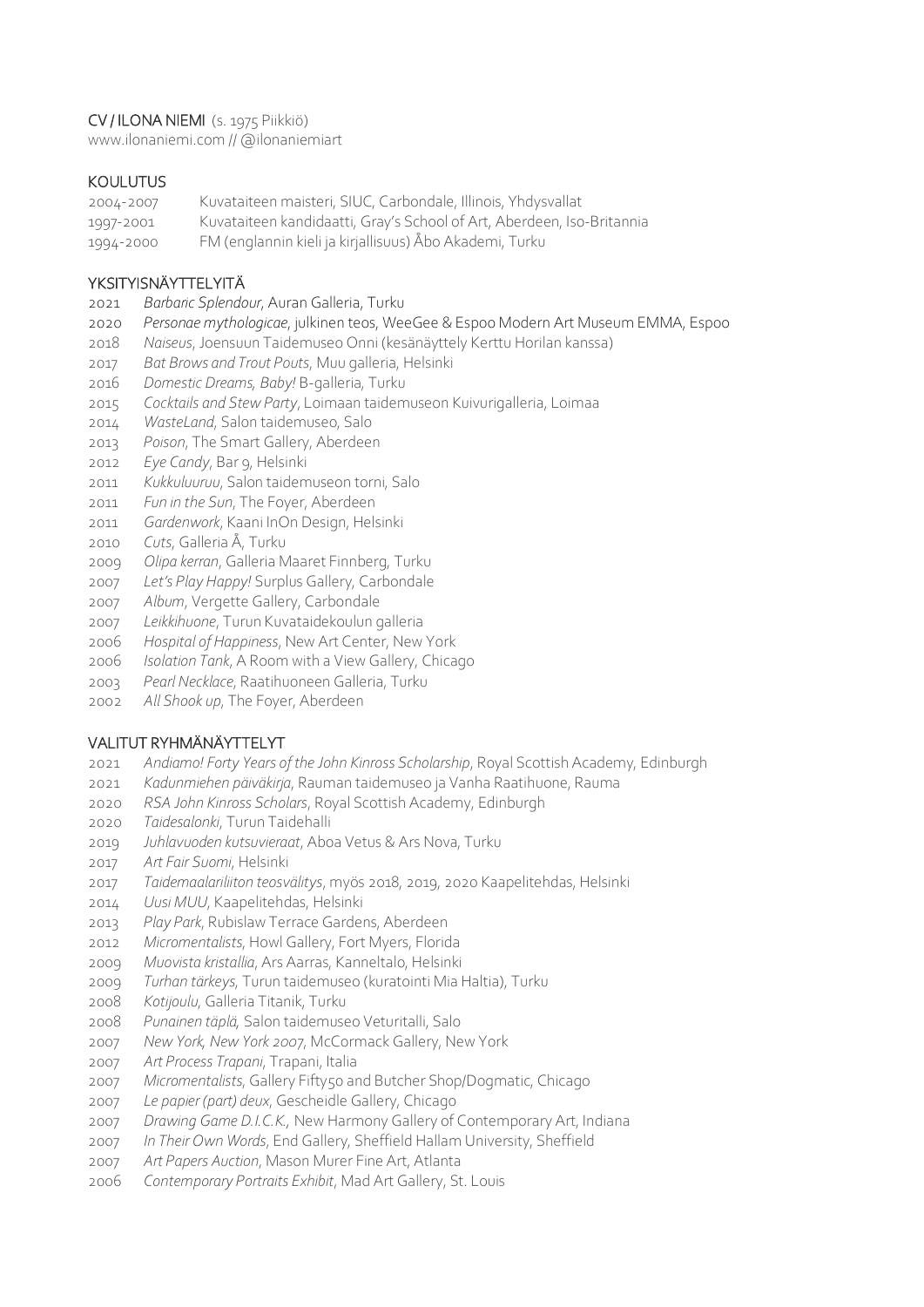# CV / ILONA NIEMI (s. 1975 Piikkiö)

www.ilonaniemi.com // @ilonaniemiart

## KOULUTUS

2004-2007 Kuvataiteen maisteri, SIUC, Carbondale, Illinois, Yhdysvallat
1997-2001 Kuvataiteen kandidaatti, Gray's School of Art, Aberdeen, Iso-Britannia
1994-2000 FM (englannin kieli ja kirjallisuus) Åbo Akademi, Turku

## YKSITYISNÄYTTELYITÄ

2021 *Barbaric Splendour*, Auran Galleria, Turku
2020 *Personae mythologicae*, julkinen teos, WeeGee & Espoo Modern Art Museum EMMA, Espoo
2018 *Naiseus*, Joensuun Taidemuseo Onni (kesänäyttely Kerttu Horilan kanssa)
2017 *Bat Brows and Trout Pouts*, Muu galleria, Helsinki
2016 *Domestic Dreams, Baby!* B-galleria, Turku
2015 *Cocktails and Stew Party*, Loimaan taidemuseon Kuivurigalleria, Loimaa
2014 *WasteLand*, Salon taidemuseo, Salo
2013 *Poison*, The Smart Gallery, Aberdeen
2012 *Eye Candy*, Bar 9, Helsinki
2011 *Kukkuluuruu*, Salon taidemuseon torni, Salo
2011 *Fun in the Sun*, The Foyer, Aberdeen
2011 *Gardenwork*, Kaani InOn Design, Helsinki
2010 *Cuts*, Galleria Å, Turku
2009 *Olipa kerran*, Galleria Maaret Finnberg, Turku
2007 *Let's Play Happy!* Surplus Gallery, Carbondale
2007 *Album*, Vergette Gallery, Carbondale
2007 *Leikkihuone*, Turun Kuvataidekoulun galleria
2006 *Hospital of Happiness*, New Art Center, New York
2006 *Isolation Tank*, A Room with a View Gallery, Chicago
2003 *Pearl Necklace*, Raatihuoneen Galleria, Turku
2002 *All Shook up*, The Foyer, Aberdeen

## VALITUT RYHMÄNÄYTTELYT

2021 *Andiamo! Forty Years of the John Kinross Scholarship*, Royal Scottish Academy, Edinburgh
2021 *Kadunmiehen päiväkirja*, Rauman taidemuseo ja Vanha Raatihuone, Rauma
2020 *RSA John Kinross Scholars*, Royal Scottish Academy, Edinburgh
2020 *Taidesalonki*, Turun Taidehalli
2019 *Juhlavuoden kutsuvieraat*, Aboa Vetus & Ars Nova, Turku
2017 *Art Fair Suomi*, Helsinki
2017 *Taidemaalariliiton teosvälitys*, myös 2018, 2019, 2020 Kaapelitehdas, Helsinki
2014 *Uusi MUU*, Kaapelitehdas, Helsinki
2013 *Play Park*, Rubislaw Terrace Gardens, Aberdeen
2012 *Micromentalists*, Howl Gallery, Fort Myers, Florida
2009 *Muovista kristallia*, Ars Aarras, Kanneltalo, Helsinki
2009 *Turhan tärkeys*, Turun taidemuseo (kuratointi Mia Haltia), Turku
2008 *Kotijoulu*, Galleria Titanik, Turku
2008 *Punainen täplä*, Salon taidemuseo Veturitalli, Salo
2007 *New York, New York 2007*, McCormack Gallery, New York
2007 *Art Process Trapani*, Trapani, Italia
2007 *Micromentalists*, Gallery Fifty50 and Butcher Shop/Dogmatic, Chicago
2007 *Le papier (part) deux*, Gescheidle Gallery, Chicago
2007 *Drawing Game D.I.C.K.*, New Harmony Gallery of Contemporary Art, Indiana
2007 *In Their Own Words*, End Gallery, Sheffield Hallam University, Sheffield
2007 *Art Papers Auction*, Mason Murer Fine Art, Atlanta
2006 *Contemporary Portraits Exhibit*, Mad Art Gallery, St. Louis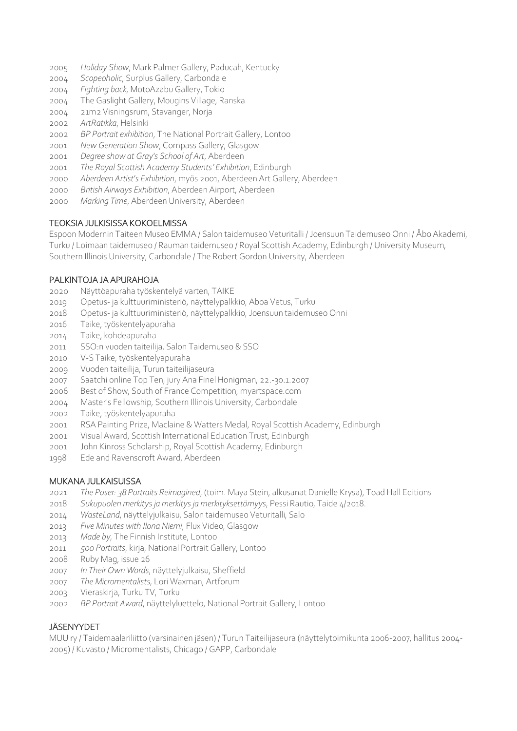2005 *Holiday Show*, Mark Palmer Gallery, Paducah, Kentucky
2004 *Scopeoholic*, Surplus Gallery, Carbondale
2004 *Fighting back*, MotoAzabu Gallery, Tokio
2004 The Gaslight Gallery, Mougins Village, Ranska
2004 21m2 Visningsrum, Stavanger, Norja
2002 *ArtRatikka*, Helsinki
2002 *BP Portrait exhibition*, The National Portrait Gallery, Lontoo
2001 *New Generation Show*, Compass Gallery, Glasgow
2001 *Degree show at Gray's School of Art*, Aberdeen
2001 *The Royal Scottish Academy Students' Exhibition*, Edinburgh
2000 *Aberdeen Artist's Exhibition*, myös 2001, Aberdeen Art Gallery, Aberdeen
2000 *British Airways Exhibition*, Aberdeen Airport, Aberdeen
2000 *Marking Time*, Aberdeen University, Aberdeen

## TEOKSIA JULKISISSA KOKOELMISSA

Espoon Modernin Taiteen Museo EMMA / Salon taidemuseo Veturitalli / Joensuun Taidemuseo Onni / Åbo Akademi, Turku / Loimaan taidemuseo / Rauman taidemuseo / Royal Scottish Academy, Edinburgh / University Museum, Southern Illinois University, Carbondale / The Robert Gordon University, Aberdeen

## PALKINTOJA JA APURAHOJA

2020 Näyttöapuraha työskentelyä varten, TAIKE
2019 Opetus- ja kulttuuriministeriö, näyttelypalkkio, Aboa Vetus, Turku
2018 Opetus- ja kulttuuriministeriö, näyttelypalkkio, Joensuun taidemuseo Onni
2016 Taike, työskentelyapuraha
2014 Taike, kohdeapuraha
2011 SSO:n vuoden taiteilija, Salon Taidemuseo & SSO
2010 V-S Taike, työskentelyapuraha
2009 Vuoden taiteilija, Turun taiteilijaseura
2007 Saatchi online Top Ten, jury Ana Finel Honigman, 22.-30.1.2007
2006 Best of Show, South of France Competition, myartspace.com
2004 Master's Fellowship, Southern Illinois University, Carbondale
2002 Taike, työskentelyapuraha
2001 RSA Painting Prize, Maclaine & Watters Medal, Royal Scottish Academy, Edinburgh
2001 Visual Award, Scottish International Education Trust, Edinburgh
2001 John Kinross Scholarship, Royal Scottish Academy, Edinburgh
1998 Ede and Ravenscroft Award, Aberdeen

## MUKANA JULKAISUISSA

2021 *The Poser: 38 Portraits Reimagined*, (toim. Maya Stein, alkusanat Danielle Krysa), Toad Hall Editions
2018 *Sukupuolen merkitys ja merkitys ja merkityksettömyys*, Pessi Rautio, Taide 4/2018.
2014 *WasteLand*, näyttelyjulkaisu, Salon taidemuseo Veturitalli, Salo
2013 *Five Minutes with Ilona Niemi*, Flux Video, Glasgow
2013 *Made by*, The Finnish Institute, Lontoo
2011 *500 Portraits*, kirja, National Portrait Gallery, Lontoo
2008 Ruby Mag, issue 26
2007 *In Their Own Words*, näyttelyjulkaisu, Sheffield
2007 *The Micromentalists*, Lori Waxman, Artforum
2003 Vieraskirja, Turku TV, Turku
2002 *BP Portrait Award*, näyttelyluettelo, National Portrait Gallery, Lontoo

## JÄSENYYDET

MUU ry / Taidemaalariliitto (varsinainen jäsen) / Turun Taiteilijaseura (näyttelytoimikunta 2006-2007, hallitus 2004-2005) / Kuvasto / Micromentalists, Chicago / GAPP, Carbondale